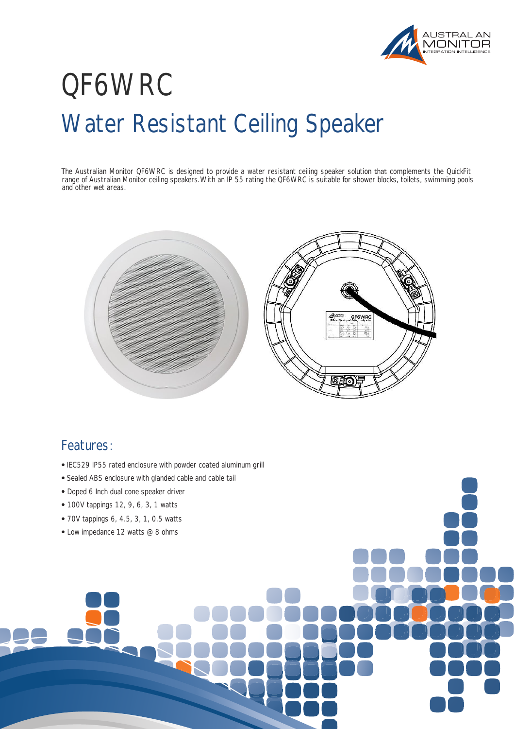# QF6WRC

## Water Resistant Ceiling Speaker

The Australian Monitor QF6WRC is designed to provide a water resistant ceiling speaker solution that complements the QuickFit range of Australian Monitor ceiling speakers. With an IP 55 rating the QF6WRC is suitable for shower blocks, toilets, swimming pools and other wet areas.

## Features:

- IEC529 IP55 rated enclosure with powder coated aluminum grill
- Sealed ABS enclosure with glanded cable and cable tail
- Doped 6 Inch dual cone speaker driver
- 100V tappings 12, 9, 6, 3, 1 watts
- 70V tappings 6, 4.5, 3, 1, 0.5 watts
- Low impedance 12 watts @ 8 ohms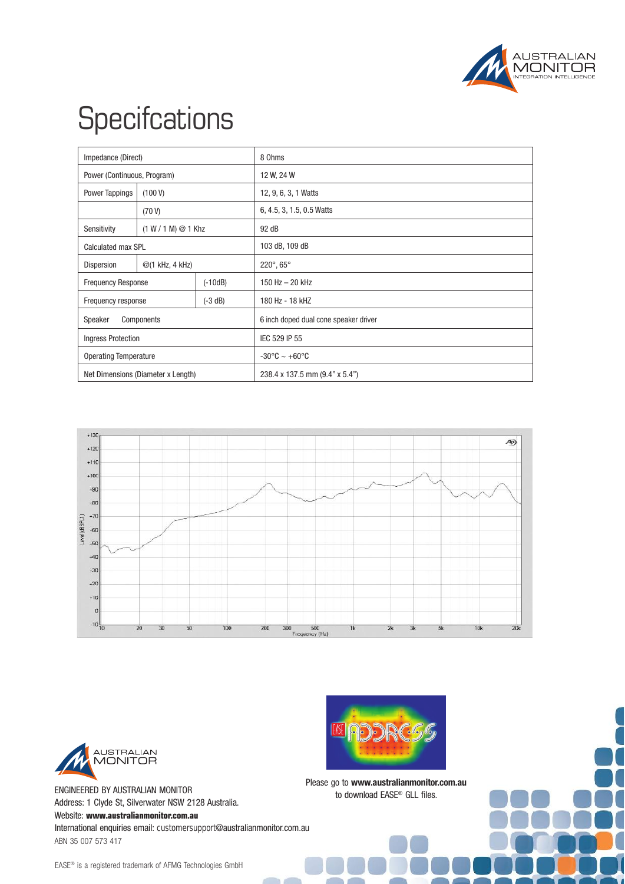# Specifcations

| | | | |
|---|---|---|---|
| Impedance (Direct) | | | 8 Ohms |
| Power (Continuous, Program) | | | 12 W, 24 W |
| Power Tappings | (100 V) | | 12, 9, 6, 3, 1 Watts |
| | (70 V) | | 6, 4.5, 3, 1.5, 0.5 Watts |
| Sensitivity | (1 W / 1 M) @ 1 Khz | | 92 dB |
| Calculated max SPL | | | 103 dB, 109 dB |
| Dispersion | @(1 kHz, 4 kHz) | | 220°, 65° |
| Frequency Response | | (-10dB) | 150 Hz – 20 kHz |
| Frequency response | | (-3 dB) | 180 Hz - 18 kHZ |
| Speaker Components | | | 6 inch doped dual cone speaker driver |
| Ingress Protection | | | IEC 529 IP 55 |
| Operating Temperature | | | -30°C ~ +60°C |
| Net Dimensions (Diameter x Length) | | | 238.4 x 137.5 mm (9.4" x 5.4") |

Level (dBSPL)

+130 +120 +110 +100 +90 +80 +70 +60 +50 +40 +30 +20 +10 0 -10

10 20 30 50 100 200 300 500 1k 2k 3k 5k 10k 20k

Frequency (Hz)

Please go to **www.australianmonitor.com.au** to download EASE® GLL files.

ENGINEERED BY AUSTRALIAN MONITOR
Address: 1 Clyde St, Silverwater NSW 2128 Australia.
Website: **www.australianmonitor.com.au**
International enquiries email: customersupport@australianmonitor.com.au
ABN 35 007 573 417

EASE® is a registered trademark of AFMG Technologies GmbH